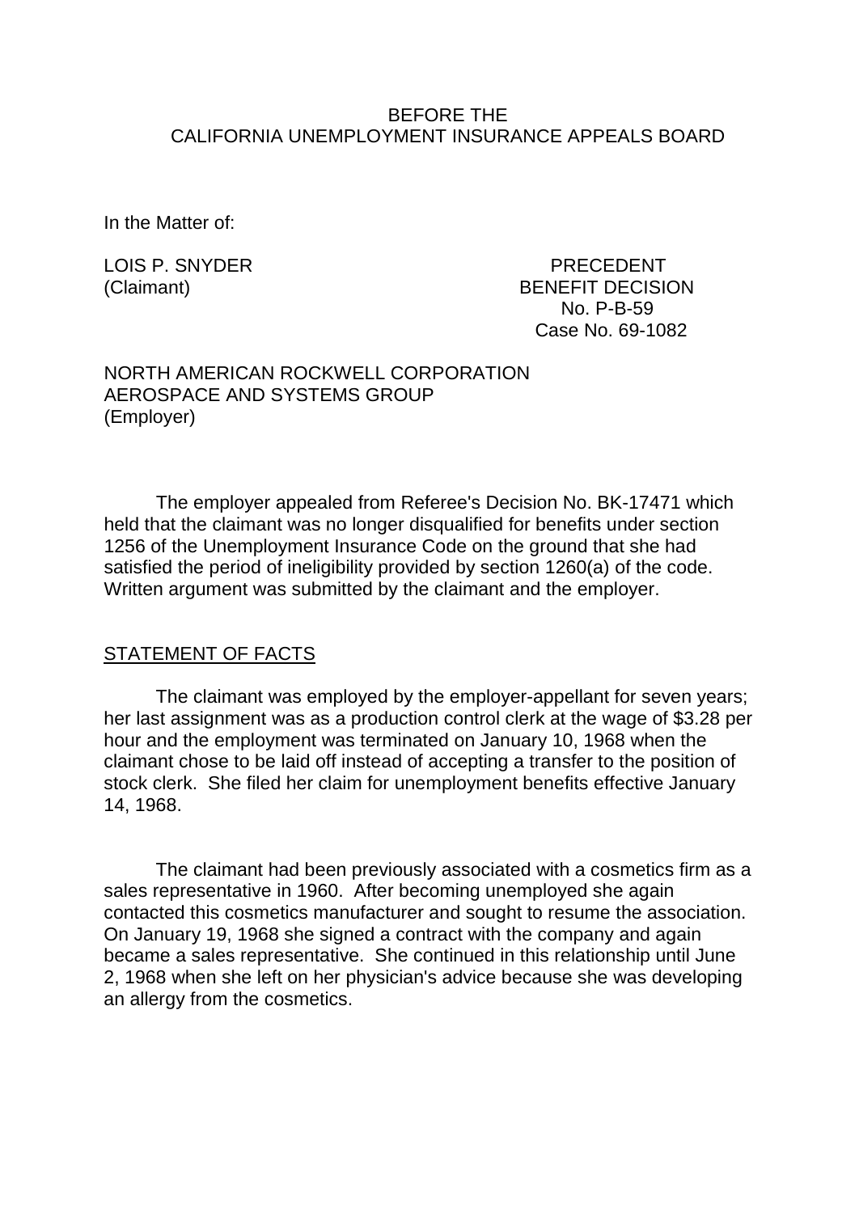BEFORE THE
CALIFORNIA UNEMPLOYMENT INSURANCE APPEALS BOARD

In the Matter of:

LOIS P. SNYDER
(Claimant)

PRECEDENT
BENEFIT DECISION
No. P-B-59
Case No. 69-1082

NORTH AMERICAN ROCKWELL CORPORATION
AEROSPACE AND SYSTEMS GROUP
(Employer)

The employer appealed from Referee's Decision No. BK-17471 which held that the claimant was no longer disqualified for benefits under section 1256 of the Unemployment Insurance Code on the ground that she had satisfied the period of ineligibility provided by section 1260(a) of the code. Written argument was submitted by the claimant and the employer.

## STATEMENT OF FACTS

The claimant was employed by the employer-appellant for seven years; her last assignment was as a production control clerk at the wage of $3.28 per hour and the employment was terminated on January 10, 1968 when the claimant chose to be laid off instead of accepting a transfer to the position of stock clerk. She filed her claim for unemployment benefits effective January 14, 1968.

The claimant had been previously associated with a cosmetics firm as a sales representative in 1960. After becoming unemployed she again contacted this cosmetics manufacturer and sought to resume the association. On January 19, 1968 she signed a contract with the company and again became a sales representative. She continued in this relationship until June 2, 1968 when she left on her physician's advice because she was developing an allergy from the cosmetics.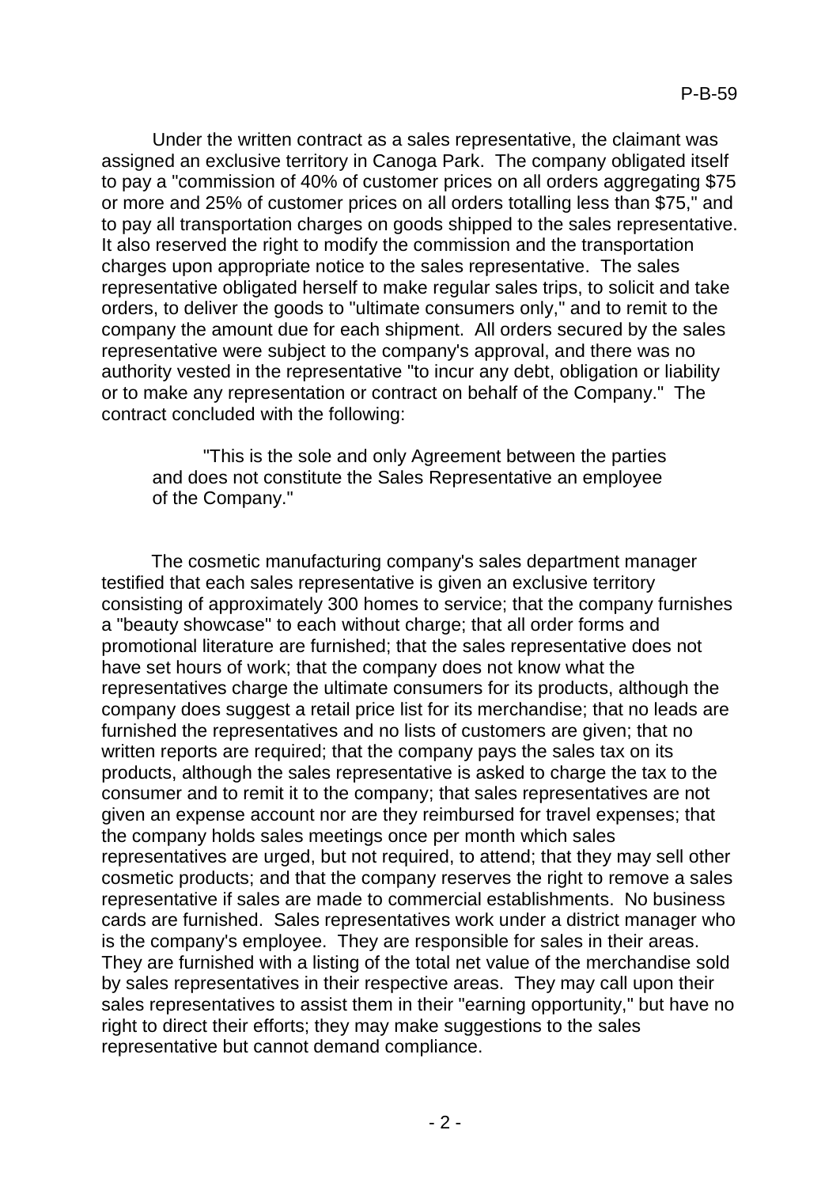Under the written contract as a sales representative, the claimant was assigned an exclusive territory in Canoga Park. The company obligated itself to pay a "commission of 40% of customer prices on all orders aggregating $75 or more and 25% of customer prices on all orders totalling less than $75," and to pay all transportation charges on goods shipped to the sales representative. It also reserved the right to modify the commission and the transportation charges upon appropriate notice to the sales representative. The sales representative obligated herself to make regular sales trips, to solicit and take orders, to deliver the goods to "ultimate consumers only," and to remit to the company the amount due for each shipment. All orders secured by the sales representative were subject to the company's approval, and there was no authority vested in the representative "to incur any debt, obligation or liability or to make any representation or contract on behalf of the Company." The contract concluded with the following:

> "This is the sole and only Agreement between the parties and does not constitute the Sales Representative an employee of the Company."

The cosmetic manufacturing company's sales department manager testified that each sales representative is given an exclusive territory consisting of approximately 300 homes to service; that the company furnishes a "beauty showcase" to each without charge; that all order forms and promotional literature are furnished; that the sales representative does not have set hours of work; that the company does not know what the representatives charge the ultimate consumers for its products, although the company does suggest a retail price list for its merchandise; that no leads are furnished the representatives and no lists of customers are given; that no written reports are required; that the company pays the sales tax on its products, although the sales representative is asked to charge the tax to the consumer and to remit it to the company; that sales representatives are not given an expense account nor are they reimbursed for travel expenses; that the company holds sales meetings once per month which sales representatives are urged, but not required, to attend; that they may sell other cosmetic products; and that the company reserves the right to remove a sales representative if sales are made to commercial establishments. No business cards are furnished. Sales representatives work under a district manager who is the company's employee. They are responsible for sales in their areas. They are furnished with a listing of the total net value of the merchandise sold by sales representatives in their respective areas. They may call upon their sales representatives to assist them in their "earning opportunity," but have no right to direct their efforts; they may make suggestions to the sales representative but cannot demand compliance.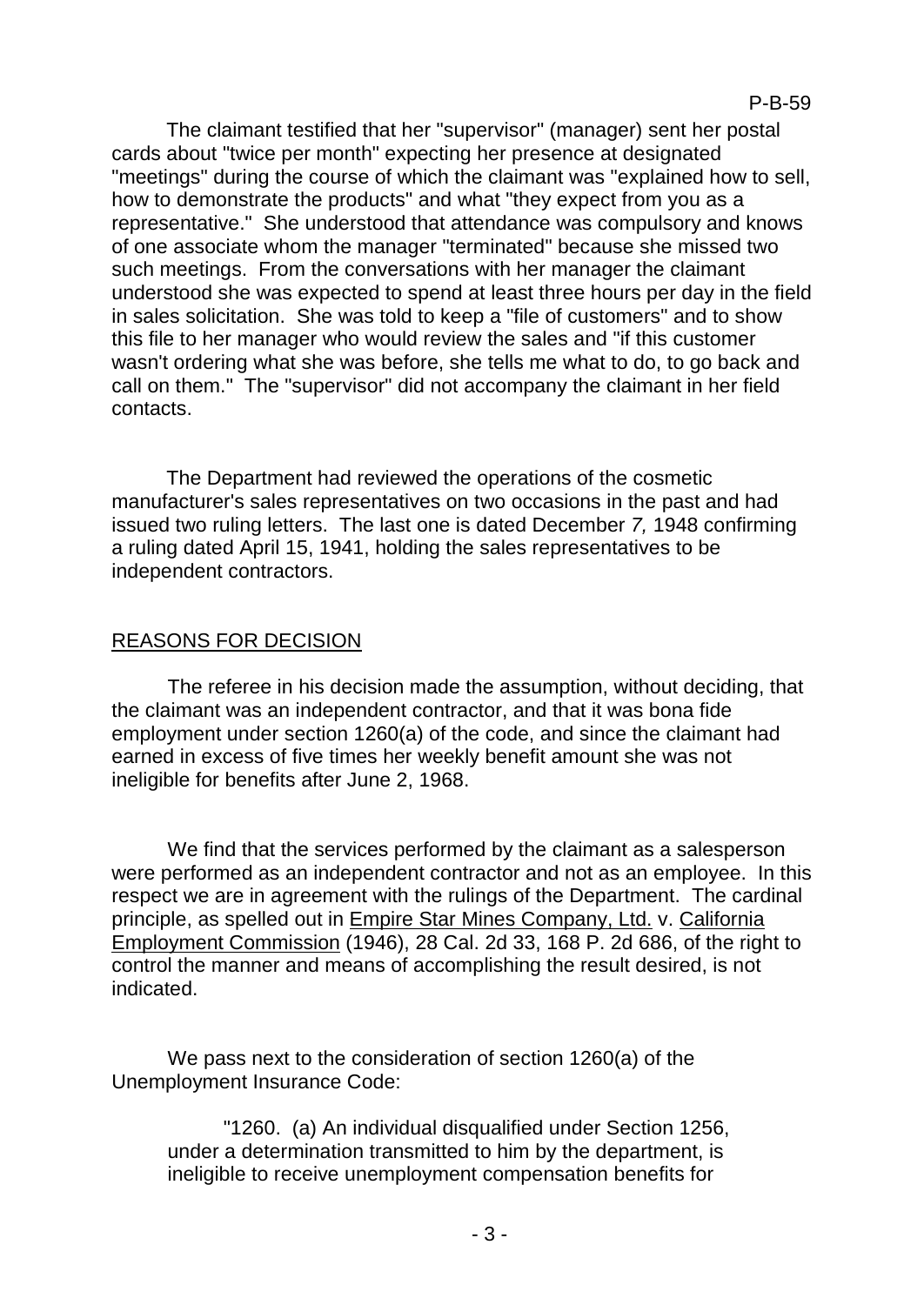The claimant testified that her "supervisor" (manager) sent her postal cards about "twice per month" expecting her presence at designated "meetings" during the course of which the claimant was "explained how to sell, how to demonstrate the products" and what "they expect from you as a representative." She understood that attendance was compulsory and knows of one associate whom the manager "terminated" because she missed two such meetings. From the conversations with her manager the claimant understood she was expected to spend at least three hours per day in the field in sales solicitation. She was told to keep a "file of customers" and to show this file to her manager who would review the sales and "if this customer wasn't ordering what she was before, she tells me what to do, to go back and call on them." The "supervisor" did not accompany the claimant in her field contacts.

The Department had reviewed the operations of the cosmetic manufacturer's sales representatives on two occasions in the past and had issued two ruling letters. The last one is dated December 7, 1948 confirming a ruling dated April 15, 1941, holding the sales representatives to be independent contractors.

## REASONS FOR DECISION

The referee in his decision made the assumption, without deciding, that the claimant was an independent contractor, and that it was bona fide employment under section 1260(a) of the code, and since the claimant had earned in excess of five times her weekly benefit amount she was not ineligible for benefits after June 2, 1968.

We find that the services performed by the claimant as a salesperson were performed as an independent contractor and not as an employee. In this respect we are in agreement with the rulings of the Department. The cardinal principle, as spelled out in Empire Star Mines Company, Ltd. v. California Employment Commission (1946), 28 Cal. 2d 33, 168 P. 2d 686, of the right to control the manner and means of accomplishing the result desired, is not indicated.

We pass next to the consideration of section 1260(a) of the Unemployment Insurance Code:

> "1260. (a) An individual disqualified under Section 1256, under a determination transmitted to him by the department, is ineligible to receive unemployment compensation benefits for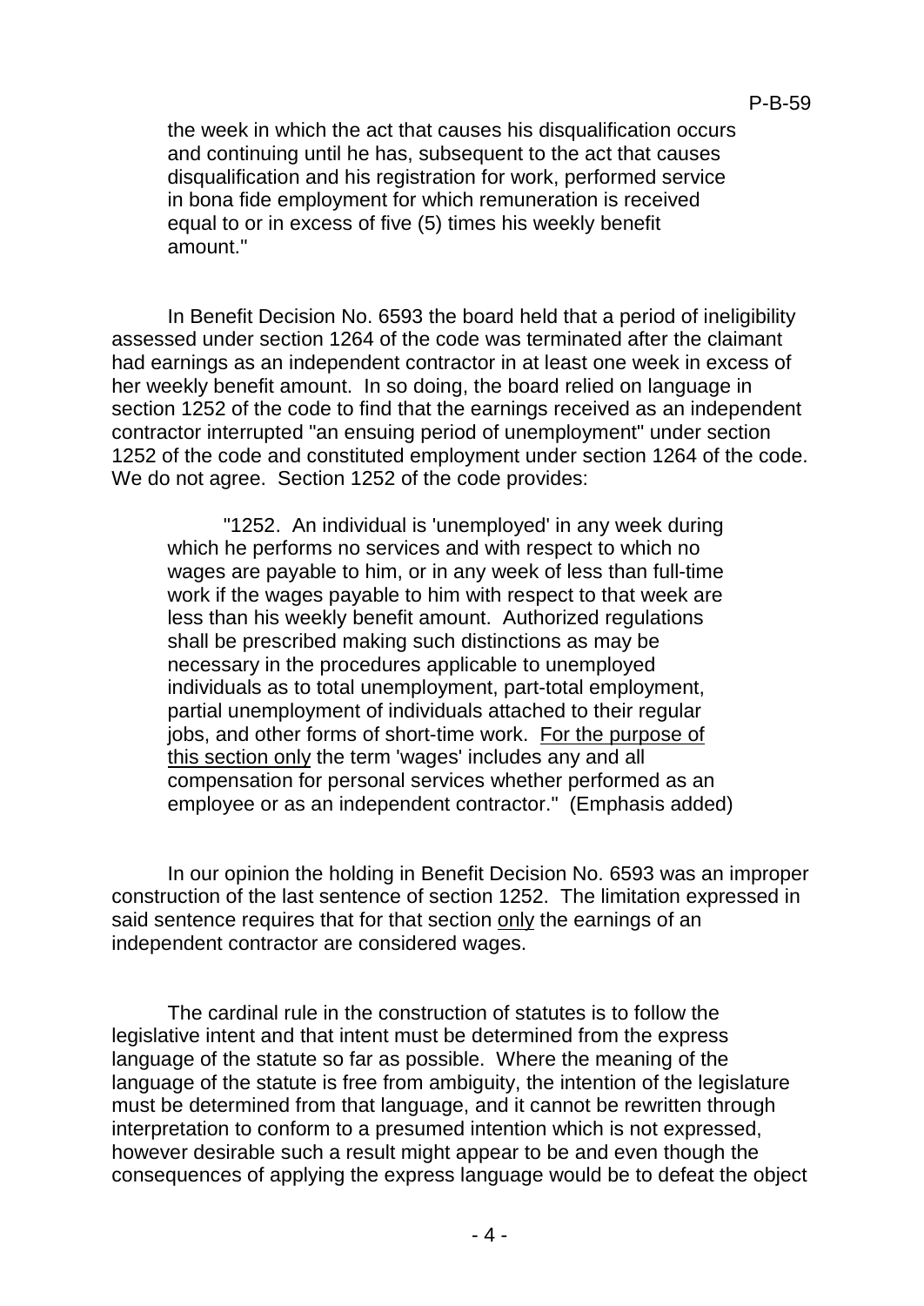> the week in which the act that causes his disqualification occurs and continuing until he has, subsequent to the act that causes disqualification and his registration for work, performed service in bona fide employment for which remuneration is received equal to or in excess of five (5) times his weekly benefit amount."

In Benefit Decision No. 6593 the board held that a period of ineligibility assessed under section 1264 of the code was terminated after the claimant had earnings as an independent contractor in at least one week in excess of her weekly benefit amount. In so doing, the board relied on language in section 1252 of the code to find that the earnings received as an independent contractor interrupted "an ensuing period of unemployment" under section 1252 of the code and constituted employment under section 1264 of the code. We do not agree. Section 1252 of the code provides:

> "1252. An individual is 'unemployed' in any week during which he performs no services and with respect to which no wages are payable to him, or in any week of less than full-time work if the wages payable to him with respect to that week are less than his weekly benefit amount. Authorized regulations shall be prescribed making such distinctions as may be necessary in the procedures applicable to unemployed individuals as to total unemployment, part-total employment, partial unemployment of individuals attached to their regular jobs, and other forms of short-time work. <u>For the purpose of this section only</u> the term 'wages' includes any and all compensation for personal services whether performed as an employee or as an independent contractor." (Emphasis added)

In our opinion the holding in Benefit Decision No. 6593 was an improper construction of the last sentence of section 1252. The limitation expressed in said sentence requires that for that section <u>only</u> the earnings of an independent contractor are considered wages.

The cardinal rule in the construction of statutes is to follow the legislative intent and that intent must be determined from the express language of the statute so far as possible. Where the meaning of the language of the statute is free from ambiguity, the intention of the legislature must be determined from that language, and it cannot be rewritten through interpretation to conform to a presumed intention which is not expressed, however desirable such a result might appear to be and even though the consequences of applying the express language would be to defeat the object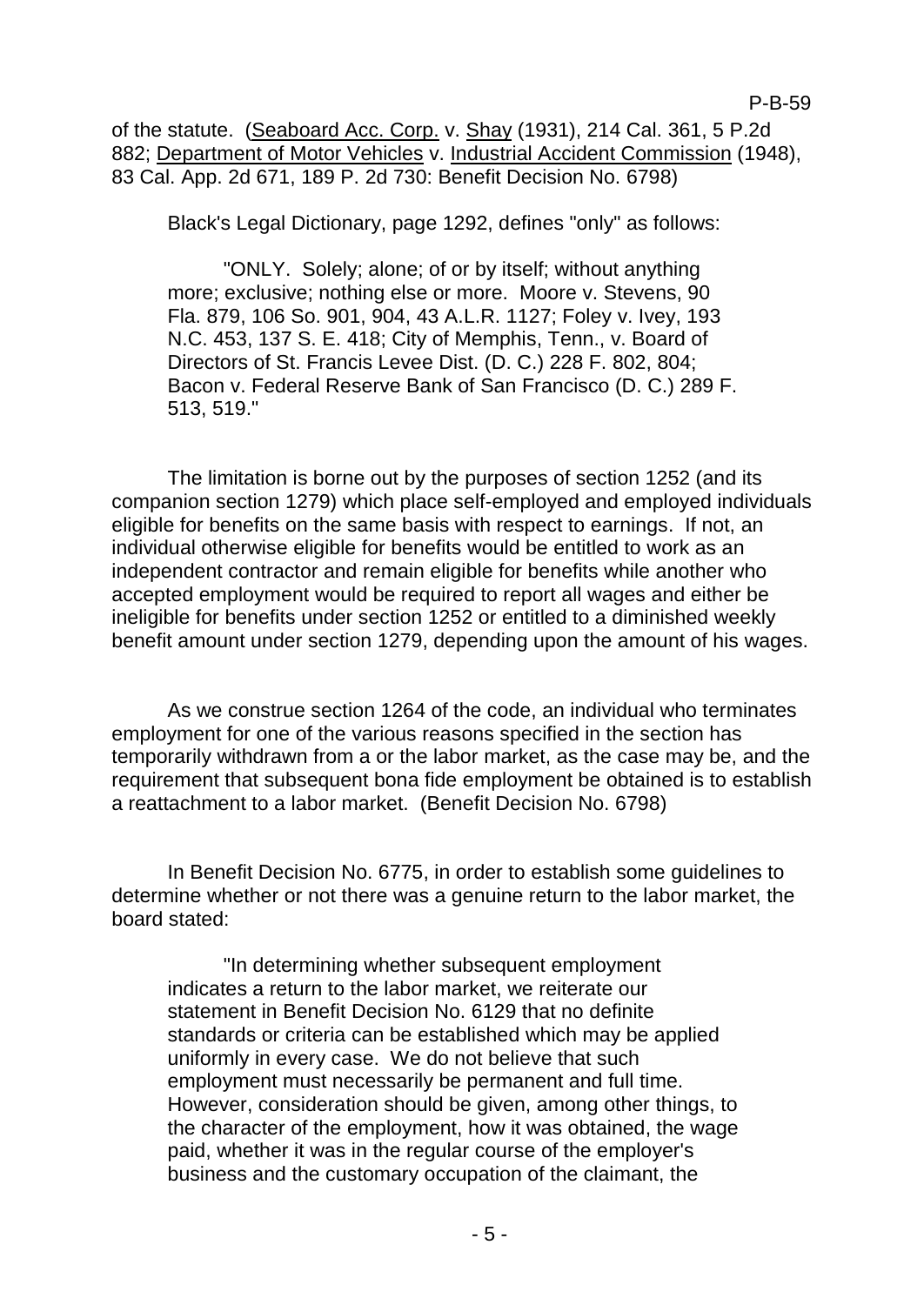of the statute. (Seaboard Acc. Corp. v. Shay (1931), 214 Cal. 361, 5 P.2d 882; Department of Motor Vehicles v. Industrial Accident Commission (1948), 83 Cal. App. 2d 671, 189 P. 2d 730: Benefit Decision No. 6798)

Black's Legal Dictionary, page 1292, defines "only" as follows:

> "ONLY. Solely; alone; of or by itself; without anything more; exclusive; nothing else or more. Moore v. Stevens, 90 Fla. 879, 106 So. 901, 904, 43 A.L.R. 1127; Foley v. Ivey, 193 N.C. 453, 137 S. E. 418; City of Memphis, Tenn., v. Board of Directors of St. Francis Levee Dist. (D. C.) 228 F. 802, 804; Bacon v. Federal Reserve Bank of San Francisco (D. C.) 289 F. 513, 519."

The limitation is borne out by the purposes of section 1252 (and its companion section 1279) which place self-employed and employed individuals eligible for benefits on the same basis with respect to earnings. If not, an individual otherwise eligible for benefits would be entitled to work as an independent contractor and remain eligible for benefits while another who accepted employment would be required to report all wages and either be ineligible for benefits under section 1252 or entitled to a diminished weekly benefit amount under section 1279, depending upon the amount of his wages.

As we construe section 1264 of the code, an individual who terminates employment for one of the various reasons specified in the section has temporarily withdrawn from a or the labor market, as the case may be, and the requirement that subsequent bona fide employment be obtained is to establish a reattachment to a labor market. (Benefit Decision No. 6798)

In Benefit Decision No. 6775, in order to establish some guidelines to determine whether or not there was a genuine return to the labor market, the board stated:

> "In determining whether subsequent employment indicates a return to the labor market, we reiterate our statement in Benefit Decision No. 6129 that no definite standards or criteria can be established which may be applied uniformly in every case. We do not believe that such employment must necessarily be permanent and full time. However, consideration should be given, among other things, to the character of the employment, how it was obtained, the wage paid, whether it was in the regular course of the employer's business and the customary occupation of the claimant, the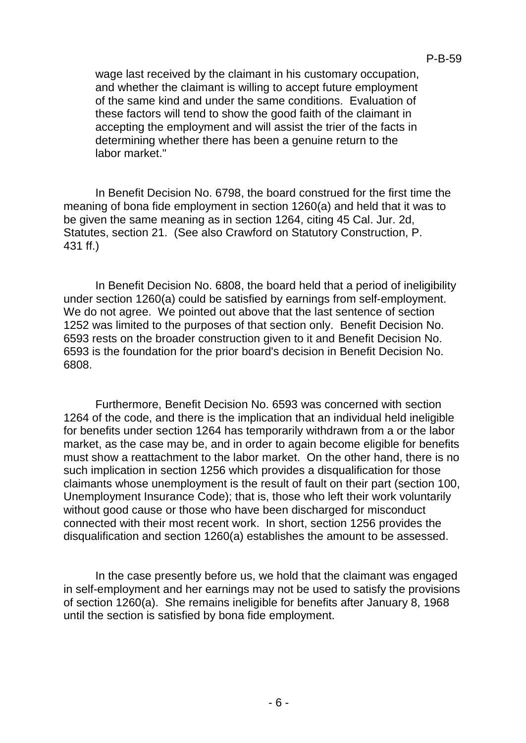wage last received by the claimant in his customary occupation, and whether the claimant is willing to accept future employment of the same kind and under the same conditions. Evaluation of these factors will tend to show the good faith of the claimant in accepting the employment and will assist the trier of the facts in determining whether there has been a genuine return to the labor market."

In Benefit Decision No. 6798, the board construed for the first time the meaning of bona fide employment in section 1260(a) and held that it was to be given the same meaning as in section 1264, citing 45 Cal. Jur. 2d, Statutes, section 21. (See also Crawford on Statutory Construction, P. 431 ff.)

In Benefit Decision No. 6808, the board held that a period of ineligibility under section 1260(a) could be satisfied by earnings from self-employment. We do not agree. We pointed out above that the last sentence of section 1252 was limited to the purposes of that section only. Benefit Decision No. 6593 rests on the broader construction given to it and Benefit Decision No. 6593 is the foundation for the prior board's decision in Benefit Decision No. 6808.

Furthermore, Benefit Decision No. 6593 was concerned with section 1264 of the code, and there is the implication that an individual held ineligible for benefits under section 1264 has temporarily withdrawn from a or the labor market, as the case may be, and in order to again become eligible for benefits must show a reattachment to the labor market. On the other hand, there is no such implication in section 1256 which provides a disqualification for those claimants whose unemployment is the result of fault on their part (section 100, Unemployment Insurance Code); that is, those who left their work voluntarily without good cause or those who have been discharged for misconduct connected with their most recent work. In short, section 1256 provides the disqualification and section 1260(a) establishes the amount to be assessed.

In the case presently before us, we hold that the claimant was engaged in self-employment and her earnings may not be used to satisfy the provisions of section 1260(a). She remains ineligible for benefits after January 8, 1968 until the section is satisfied by bona fide employment.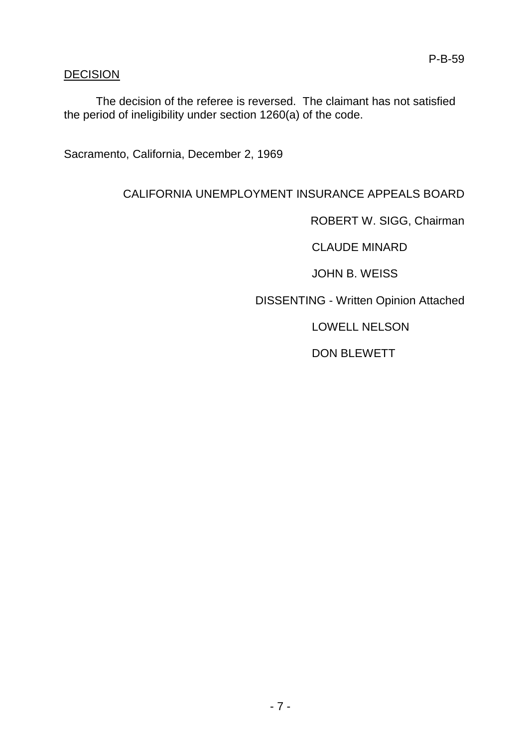DECISION

The decision of the referee is reversed. The claimant has not satisfied the period of ineligibility under section 1260(a) of the code.

Sacramento, California, December 2, 1969

CALIFORNIA UNEMPLOYMENT INSURANCE APPEALS BOARD

ROBERT W. SIGG, Chairman

CLAUDE MINARD

JOHN B. WEISS

DISSENTING - Written Opinion Attached

LOWELL NELSON

DON BLEWETT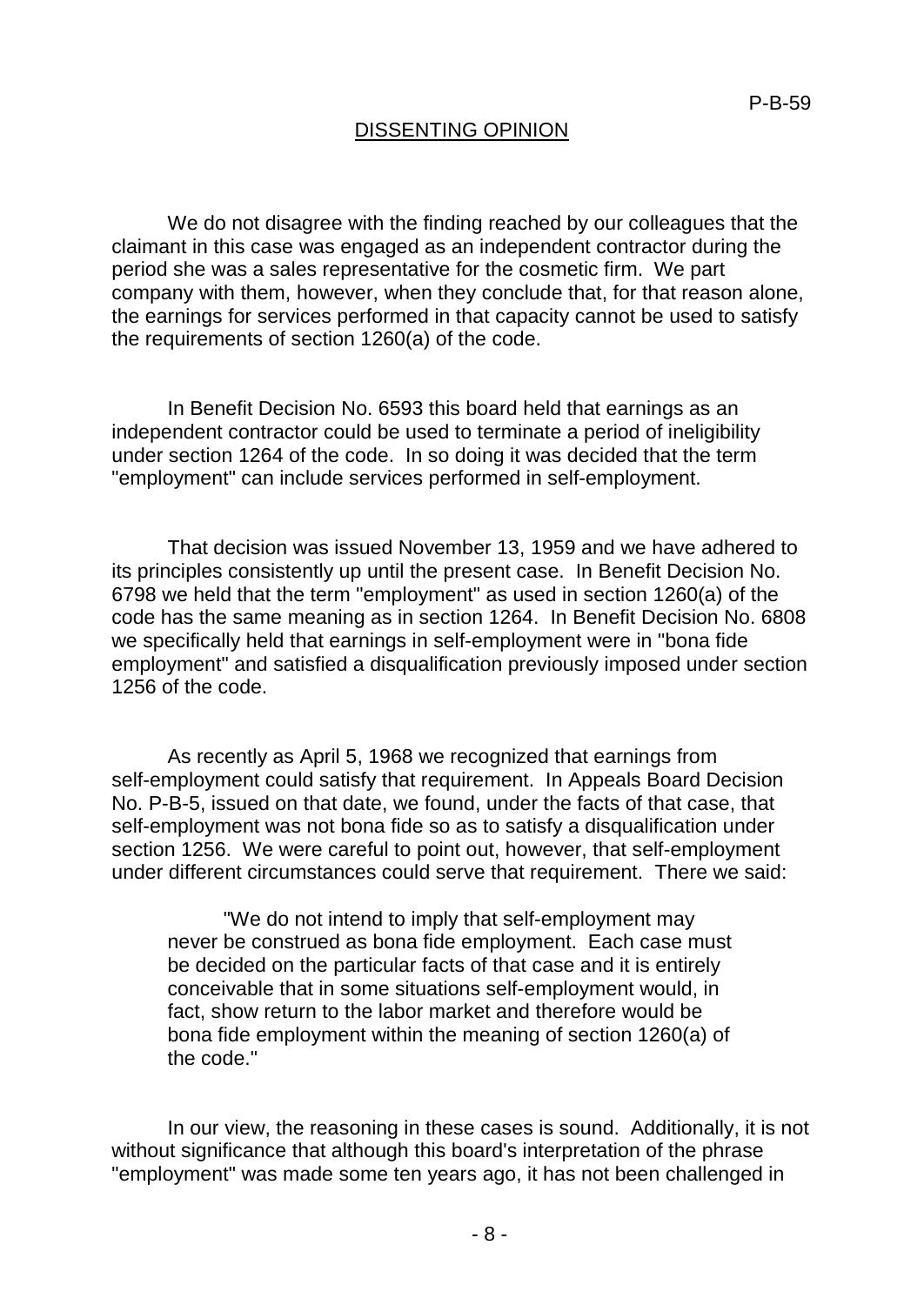## DISSENTING OPINION

We do not disagree with the finding reached by our colleagues that the claimant in this case was engaged as an independent contractor during the period she was a sales representative for the cosmetic firm. We part company with them, however, when they conclude that, for that reason alone, the earnings for services performed in that capacity cannot be used to satisfy the requirements of section 1260(a) of the code.

In Benefit Decision No. 6593 this board held that earnings as an independent contractor could be used to terminate a period of ineligibility under section 1264 of the code. In so doing it was decided that the term "employment" can include services performed in self-employment.

That decision was issued November 13, 1959 and we have adhered to its principles consistently up until the present case. In Benefit Decision No. 6798 we held that the term "employment" as used in section 1260(a) of the code has the same meaning as in section 1264. In Benefit Decision No. 6808 we specifically held that earnings in self-employment were in "bona fide employment" and satisfied a disqualification previously imposed under section 1256 of the code.

As recently as April 5, 1968 we recognized that earnings from self-employment could satisfy that requirement. In Appeals Board Decision No. P-B-5, issued on that date, we found, under the facts of that case, that self-employment was not bona fide so as to satisfy a disqualification under section 1256. We were careful to point out, however, that self-employment under different circumstances could serve that requirement. There we said:

> "We do not intend to imply that self-employment may never be construed as bona fide employment. Each case must be decided on the particular facts of that case and it is entirely conceivable that in some situations self-employment would, in fact, show return to the labor market and therefore would be bona fide employment within the meaning of section 1260(a) of the code."

In our view, the reasoning in these cases is sound. Additionally, it is not without significance that although this board's interpretation of the phrase "employment" was made some ten years ago, it has not been challenged in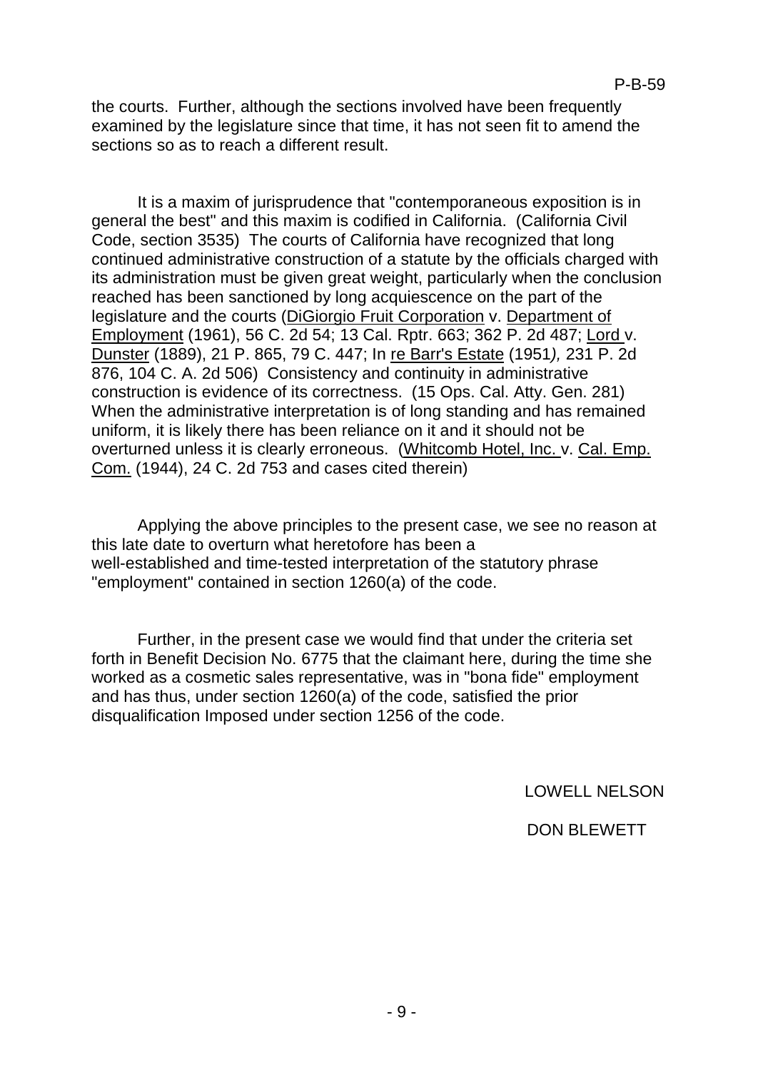the courts. Further, although the sections involved have been frequently examined by the legislature since that time, it has not seen fit to amend the sections so as to reach a different result.

It is a maxim of jurisprudence that "contemporaneous exposition is in general the best" and this maxim is codified in California. (California Civil Code, section 3535) The courts of California have recognized that long continued administrative construction of a statute by the officials charged with its administration must be given great weight, particularly when the conclusion reached has been sanctioned by long acquiescence on the part of the legislature and the courts (DiGiorgio Fruit Corporation v. Department of Employment (1961), 56 C. 2d 54; 13 Cal. Rptr. 663; 362 P. 2d 487; Lord v. Dunster (1889), 21 P. 865, 79 C. 447; In re Barr's Estate (1951), 231 P. 2d 876, 104 C. A. 2d 506) Consistency and continuity in administrative construction is evidence of its correctness. (15 Ops. Cal. Atty. Gen. 281) When the administrative interpretation is of long standing and has remained uniform, it is likely there has been reliance on it and it should not be overturned unless it is clearly erroneous. (Whitcomb Hotel, Inc. v. Cal. Emp. Com. (1944), 24 C. 2d 753 and cases cited therein)

Applying the above principles to the present case, we see no reason at this late date to overturn what heretofore has been a well-established and time-tested interpretation of the statutory phrase "employment" contained in section 1260(a) of the code.

Further, in the present case we would find that under the criteria set forth in Benefit Decision No. 6775 that the claimant here, during the time she worked as a cosmetic sales representative, was in "bona fide" employment and has thus, under section 1260(a) of the code, satisfied the prior disqualification Imposed under section 1256 of the code.

LOWELL NELSON

DON BLEWETT